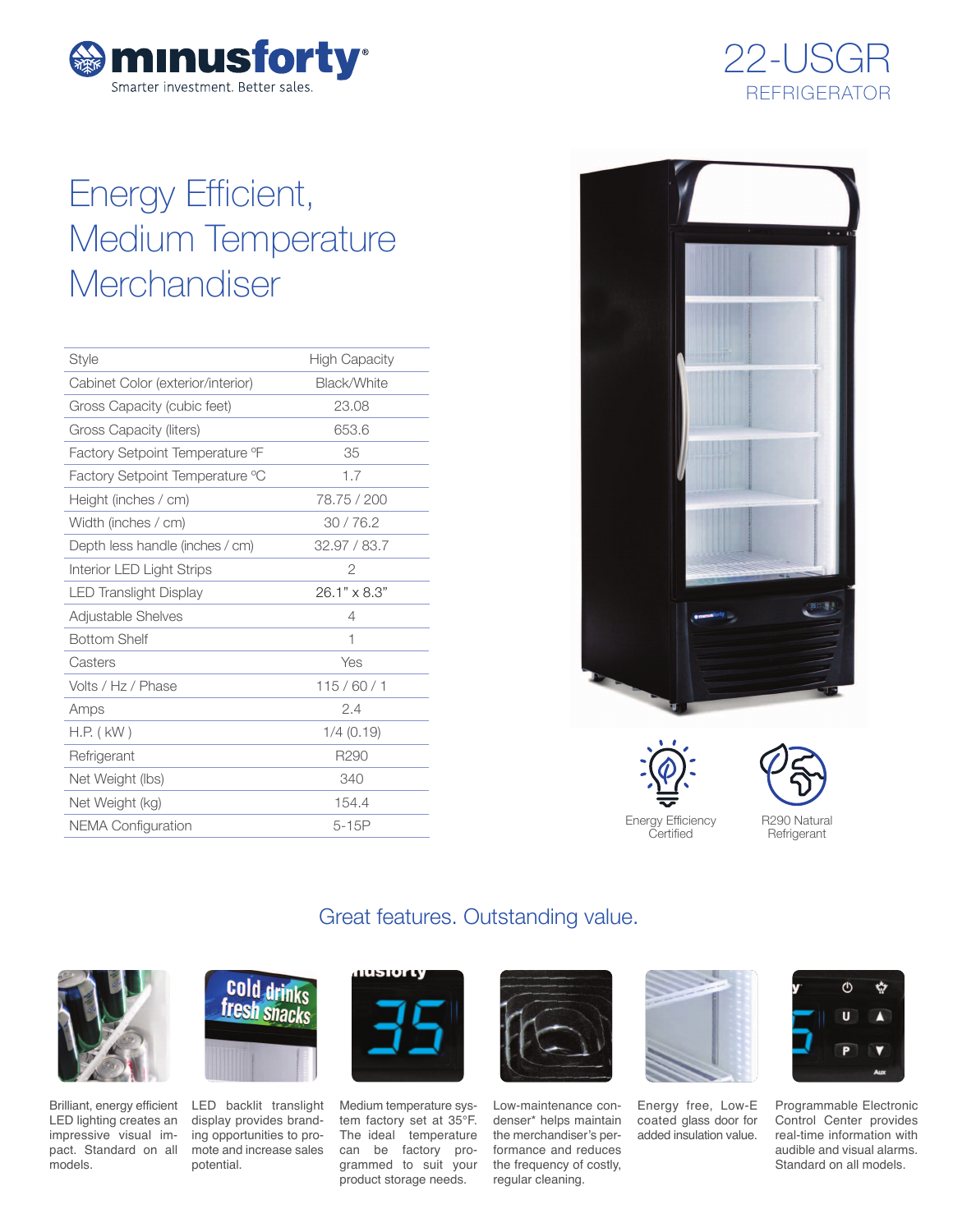minusforty®
Smarter investment. Better sales.

# 22-USGR

## REFRIGERATOR

# Energy Efficient, Medium Temperature Merchandiser

| Style | High Capacity |
|---|---|
| Cabinet Color (exterior/interior) | Black/White |
| Gross Capacity (cubic feet) | 23.08 |
| Gross Capacity (liters) | 653.6 |
| Factory Setpoint Temperature ºF | 35 |
| Factory Setpoint Temperature ºC | 1.7 |
| Height (inches / cm) | 78.75 / 200 |
| Width (inches / cm) | 30 / 76.2 |
| Depth less handle (inches / cm) | 32.97 / 83.7 |
| Interior LED Light Strips | 2 |
| LED Translight Display | 26.1" x 8.3" |
| Adjustable Shelves | 4 |
| Bottom Shelf | 1 |
| Casters | Yes |
| Volts / Hz / Phase | 115 / 60 / 1 |
| Amps | 2.4 |
| H.P. ( kW ) | 1/4 (0.19) |
| Refrigerant | R290 |
| Net Weight (lbs) | 340 |
| Net Weight (kg) | 154.4 |
| NEMA Configuration | 5-15P |

Energy Efficiency Certified

R290 Natural Refrigerant

## Great features. Outstanding value.

Brilliant, energy efficient LED lighting creates an impressive visual impact. Standard on all models.

LED backlit translight display provides branding opportunities to promote and increase sales potential.

Medium temperature system factory set at 35°F. The ideal temperature can be factory programmed to suit your product storage needs.

Low-maintenance condenser* helps maintain the merchandiser's performance and reduces the frequency of costly, regular cleaning.

Energy free, Low-E coated glass door for added insulation value.

Programmable Electronic Control Center provides real-time information with audible and visual alarms. Standard on all models.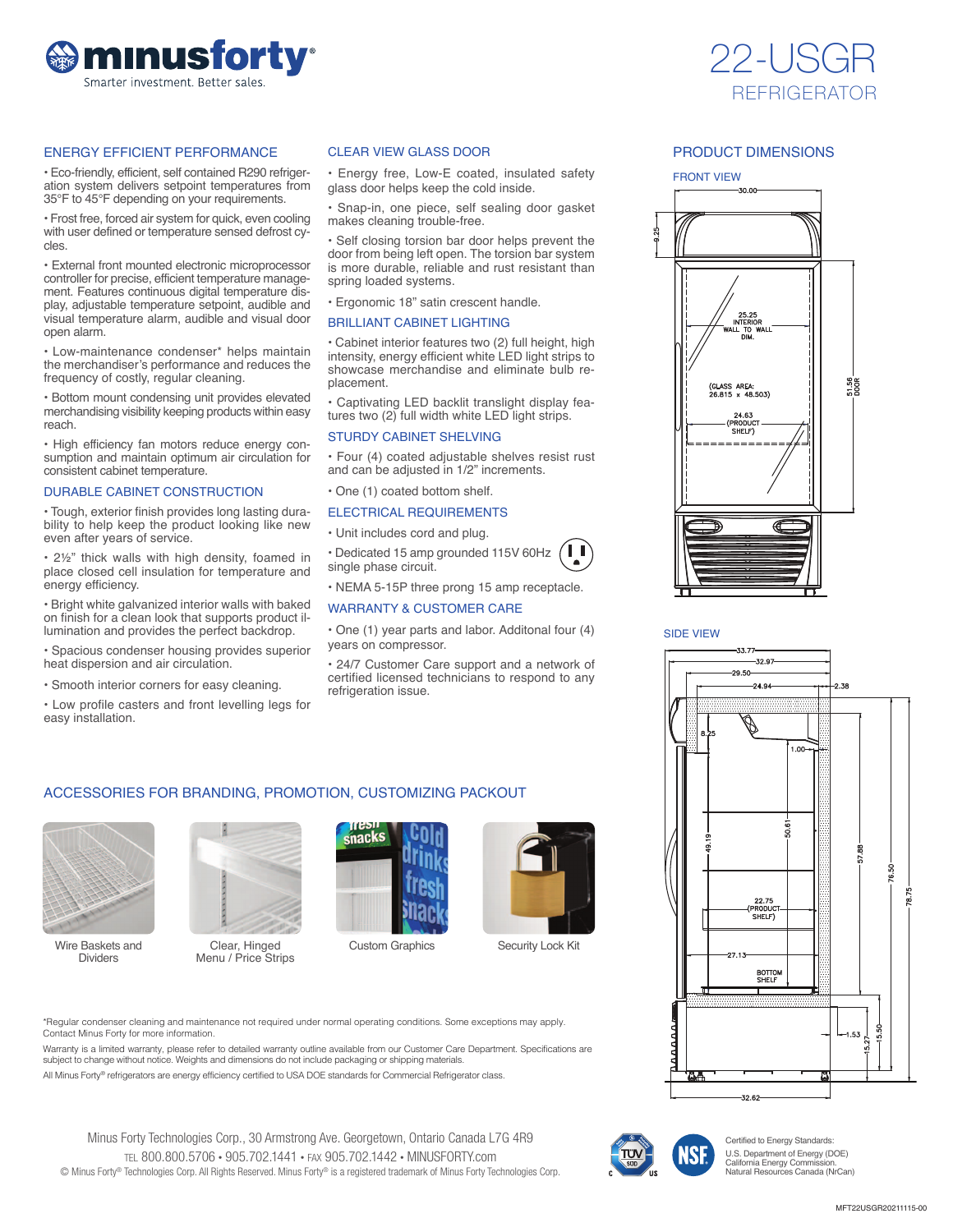# 22-USGR REFRIGERATOR

minusforty®
Smarter investment. Better sales.

## ENERGY EFFICIENT PERFORMANCE

- Eco-friendly, efficient, self contained R290 refrigeration system delivers setpoint temperatures from 35°F to 45°F depending on your requirements.
- Frost free, forced air system for quick, even cooling with user defined or temperature sensed defrost cycles.
- External front mounted electronic microprocessor controller for precise, efficient temperature management. Features continuous digital temperature display, adjustable temperature setpoint, audible and visual temperature alarm, audible and visual door open alarm.
- Low-maintenance condenser* helps maintain the merchandiser's performance and reduces the frequency of costly, regular cleaning.
- Bottom mount condensing unit provides elevated merchandising visibility keeping products within easy reach.
- High efficiency fan motors reduce energy consumption and maintain optimum air circulation for consistent cabinet temperature.

## DURABLE CABINET CONSTRUCTION

- Tough, exterior finish provides long lasting durability to help keep the product looking like new even after years of service.
- 2½" thick walls with high density, foamed in place closed cell insulation for temperature and energy efficiency.
- Bright white galvanized interior walls with baked on finish for a clean look that supports product illumination and provides the perfect backdrop.
- Spacious condenser housing provides superior heat dispersion and air circulation.
- Smooth interior corners for easy cleaning.
- Low profile casters and front levelling legs for easy installation.

## CLEAR VIEW GLASS DOOR

- Energy free, Low-E coated, insulated safety glass door helps keep the cold inside.
- Snap-in, one piece, self sealing door gasket makes cleaning trouble-free.
- Self closing torsion bar door helps prevent the door from being left open. The torsion bar system is more durable, reliable and rust resistant than spring loaded systems.
- Ergonomic 18" satin crescent handle.

## BRILLIANT CABINET LIGHTING

- Cabinet interior features two (2) full height, high intensity, energy efficient white LED light strips to showcase merchandise and eliminate bulb replacement.
- Captivating LED backlit translight display features two (2) full width white LED light strips.

## STURDY CABINET SHELVING

- Four (4) coated adjustable shelves resist rust and can be adjusted in 1/2" increments.
- One (1) coated bottom shelf.

## ELECTRICAL REQUIREMENTS

- Unit includes cord and plug.
- Dedicated 15 amp grounded 115V 60Hz single phase circuit.
- NEMA 5-15P three prong 15 amp receptacle.

## WARRANTY & CUSTOMER CARE

- One (1) year parts and labor. Additonal four (4) years on compressor.
- 24/7 Customer Care support and a network of certified licensed technicians to respond to any refrigeration issue.

## PRODUCT DIMENSIONS

### FRONT VIEW

30.00
9.25
25.25 INTERIOR WALL TO WALL DIM.
(GLASS AREA: 26.815 x 48.503)
24.63 (PRODUCT SHELF)
51.56 DOOR

### SIDE VIEW

33.77
32.97
29.50
24.94
2.38
8.25
1.00
49.19
50.61
57.88
76.50
78.75
22.75 (PRODUCT SHELF)
27.13
BOTTOM SHELF
1.53
15.27
15.50
32.62

## ACCESSORIES FOR BRANDING, PROMOTION, CUSTOMIZING PACKOUT

Wire Baskets and Dividers

Clear, Hinged Menu / Price Strips

Custom Graphics

Security Lock Kit

*Regular condenser cleaning and maintenance not required under normal operating conditions. Some exceptions may apply. Contact Minus Forty for more information.

Warranty is a limited warranty, please refer to detailed warranty outline available from our Customer Care Department. Specifications are subject to change without notice. Weights and dimensions do not include packaging or shipping materials.

All Minus Forty® refrigerators are energy efficiency certified to USA DOE standards for Commercial Refrigerator class.

Minus Forty Technologies Corp., 30 Armstrong Ave. Georgetown, Ontario Canada L7G 4R9
TEL 800.800.5706 • 905.702.1441 • FAX 905.702.1442 • MINUSFORTY.com
© Minus Forty® Technologies Corp. All Rights Reserved. Minus Forty® is a registered trademark of Minus Forty Technologies Corp.

Certified to Energy Standards:
U.S. Department of Energy (DOE)
California Energy Commission.
Natural Resources Canada (NrCan)

MFT22USGR20211115-00